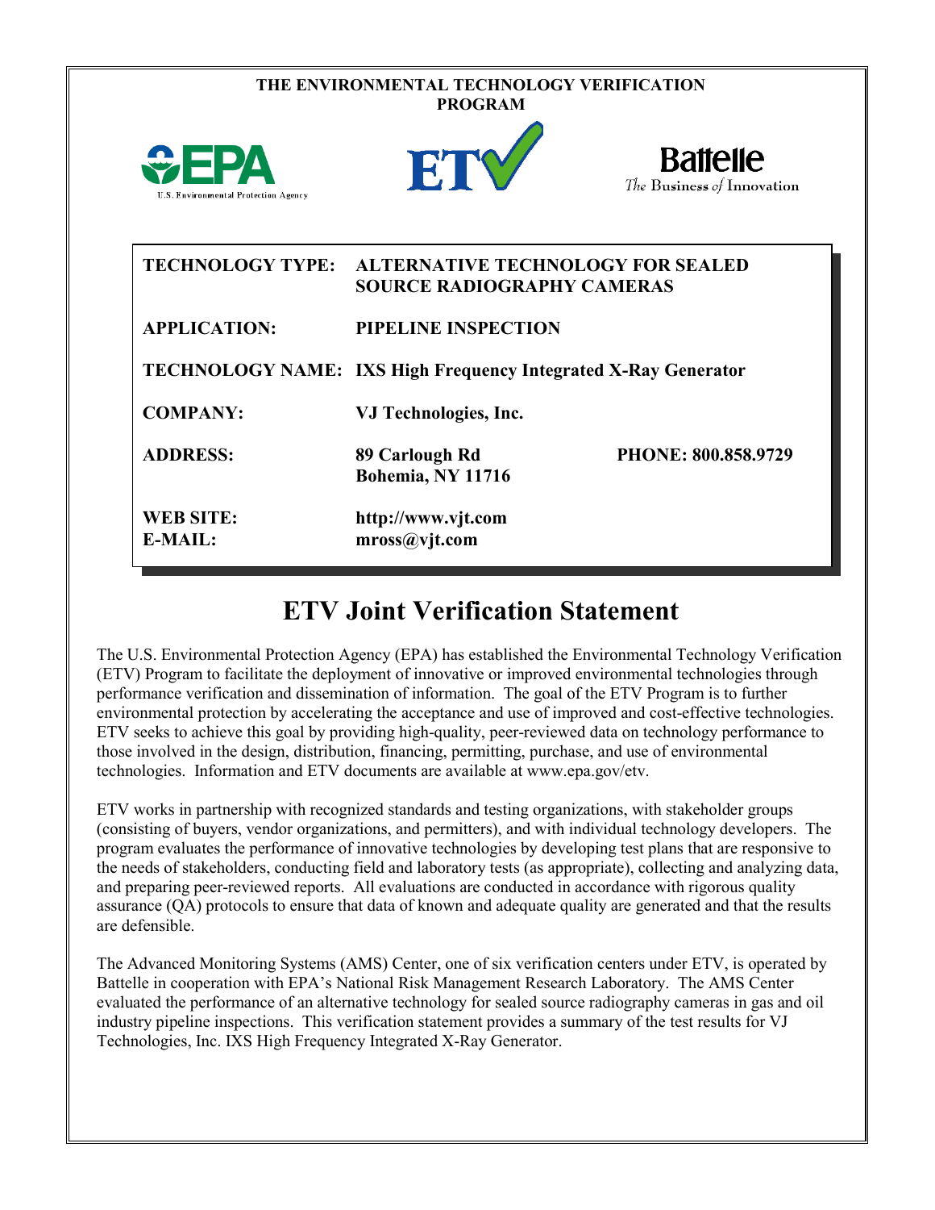# THE ENVIRONMENTAL TECHNOLOGY VERIFICATION PROGRAM

U.S. Environmental Protection Agency

Battelle
*The Business of Innovation*

| | | |
|---|---|---|
| **TECHNOLOGY TYPE:** | **ALTERNATIVE TECHNOLOGY FOR SEALED SOURCE RADIOGRAPHY CAMERAS** | |
| **APPLICATION:** | **PIPELINE INSPECTION** | |
| **TECHNOLOGY NAME:** | **IXS High Frequency Integrated X-Ray Generator** | |
| **COMPANY:** | **VJ Technologies, Inc.** | |
| **ADDRESS:** | **89 Carlough Rd**<br>**Bohemia, NY 11716** | **PHONE: 800.858.9729** |
| **WEB SITE:**<br>**E-MAIL:** | **http://www.vjt.com**<br>**mross@vjt.com** | |

## ETV Joint Verification Statement

The U.S. Environmental Protection Agency (EPA) has established the Environmental Technology Verification (ETV) Program to facilitate the deployment of innovative or improved environmental technologies through performance verification and dissemination of information. The goal of the ETV Program is to further environmental protection by accelerating the acceptance and use of improved and cost-effective technologies. ETV seeks to achieve this goal by providing high-quality, peer-reviewed data on technology performance to those involved in the design, distribution, financing, permitting, purchase, and use of environmental technologies. Information and ETV documents are available at www.epa.gov/etv.

ETV works in partnership with recognized standards and testing organizations, with stakeholder groups (consisting of buyers, vendor organizations, and permitters), and with individual technology developers. The program evaluates the performance of innovative technologies by developing test plans that are responsive to the needs of stakeholders, conducting field and laboratory tests (as appropriate), collecting and analyzing data, and preparing peer-reviewed reports. All evaluations are conducted in accordance with rigorous quality assurance (QA) protocols to ensure that data of known and adequate quality are generated and that the results are defensible.

The Advanced Monitoring Systems (AMS) Center, one of six verification centers under ETV, is operated by Battelle in cooperation with EPA's National Risk Management Research Laboratory. The AMS Center evaluated the performance of an alternative technology for sealed source radiography cameras in gas and oil industry pipeline inspections. This verification statement provides a summary of the test results for VJ Technologies, Inc. IXS High Frequency Integrated X-Ray Generator.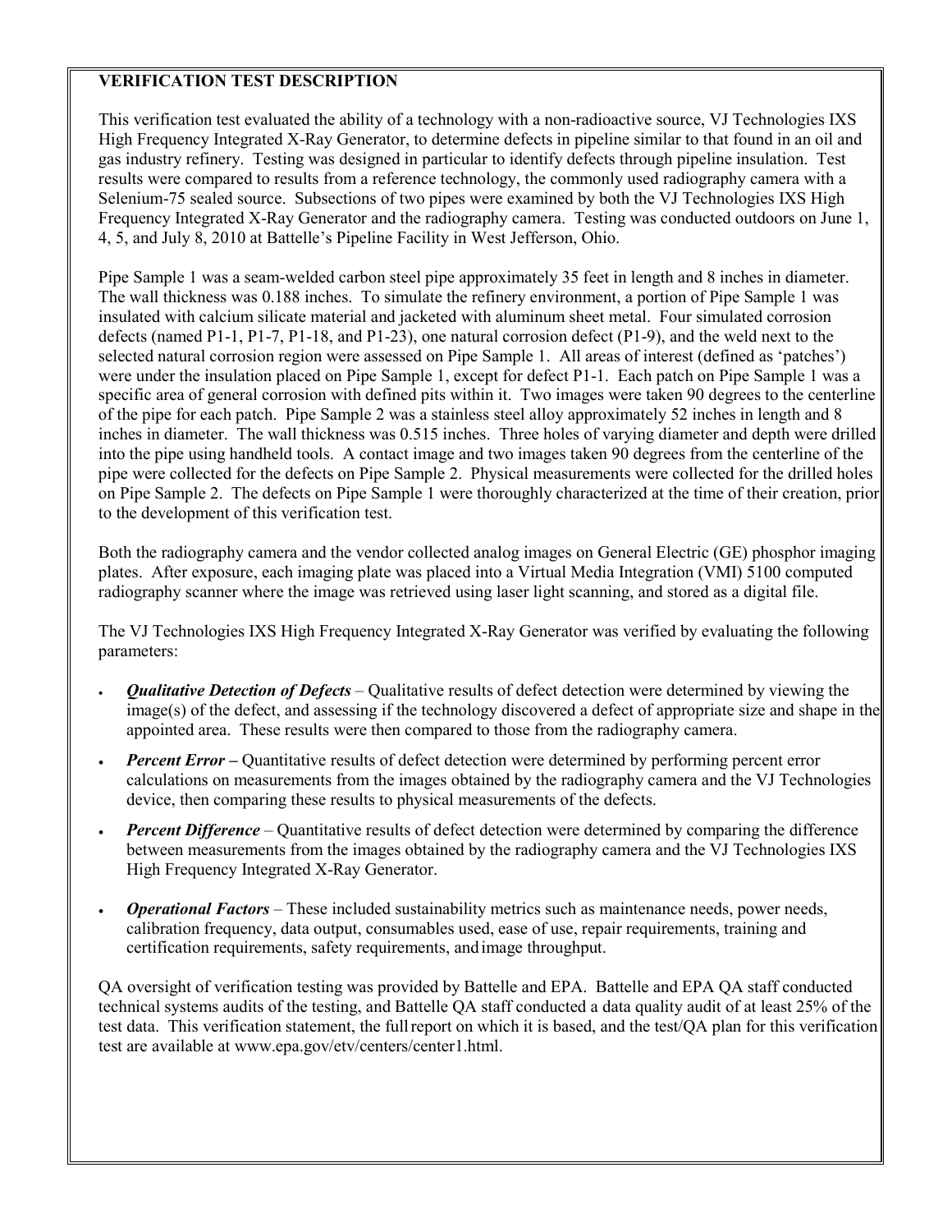## VERIFICATION TEST DESCRIPTION

This verification test evaluated the ability of a technology with a non-radioactive source, VJ Technologies IXS High Frequency Integrated X-Ray Generator, to determine defects in pipeline similar to that found in an oil and gas industry refinery. Testing was designed in particular to identify defects through pipeline insulation. Test results were compared to results from a reference technology, the commonly used radiography camera with a Selenium-75 sealed source. Subsections of two pipes were examined by both the VJ Technologies IXS High Frequency Integrated X-Ray Generator and the radiography camera. Testing was conducted outdoors on June 1, 4, 5, and July 8, 2010 at Battelle's Pipeline Facility in West Jefferson, Ohio.

Pipe Sample 1 was a seam-welded carbon steel pipe approximately 35 feet in length and 8 inches in diameter. The wall thickness was 0.188 inches. To simulate the refinery environment, a portion of Pipe Sample 1 was insulated with calcium silicate material and jacketed with aluminum sheet metal. Four simulated corrosion defects (named P1-1, P1-7, P1-18, and P1-23), one natural corrosion defect (P1-9), and the weld next to the selected natural corrosion region were assessed on Pipe Sample 1. All areas of interest (defined as 'patches') were under the insulation placed on Pipe Sample 1, except for defect P1-1. Each patch on Pipe Sample 1 was a specific area of general corrosion with defined pits within it. Two images were taken 90 degrees to the centerline of the pipe for each patch. Pipe Sample 2 was a stainless steel alloy approximately 52 inches in length and 8 inches in diameter. The wall thickness was 0.515 inches. Three holes of varying diameter and depth were drilled into the pipe using handheld tools. A contact image and two images taken 90 degrees from the centerline of the pipe were collected for the defects on Pipe Sample 2. Physical measurements were collected for the drilled holes on Pipe Sample 2. The defects on Pipe Sample 1 were thoroughly characterized at the time of their creation, prior to the development of this verification test.

Both the radiography camera and the vendor collected analog images on General Electric (GE) phosphor imaging plates. After exposure, each imaging plate was placed into a Virtual Media Integration (VMI) 5100 computed radiography scanner where the image was retrieved using laser light scanning, and stored as a digital file.

The VJ Technologies IXS High Frequency Integrated X-Ray Generator was verified by evaluating the following parameters:

- ***Qualitative Detection of Defects*** – Qualitative results of defect detection were determined by viewing the image(s) of the defect, and assessing if the technology discovered a defect of appropriate size and shape in the appointed area. These results were then compared to those from the radiography camera.
- ***Percent Error –*** Quantitative results of defect detection were determined by performing percent error calculations on measurements from the images obtained by the radiography camera and the VJ Technologies device, then comparing these results to physical measurements of the defects.
- ***Percent Difference*** – Quantitative results of defect detection were determined by comparing the difference between measurements from the images obtained by the radiography camera and the VJ Technologies IXS High Frequency Integrated X-Ray Generator.
- ***Operational Factors*** – These included sustainability metrics such as maintenance needs, power needs, calibration frequency, data output, consumables used, ease of use, repair requirements, training and certification requirements, safety requirements, and image throughput.

QA oversight of verification testing was provided by Battelle and EPA. Battelle and EPA QA staff conducted technical systems audits of the testing, and Battelle QA staff conducted a data quality audit of at least 25% of the test data. This verification statement, the full report on which it is based, and the test/QA plan for this verification test are available at www.epa.gov/etv/centers/center1.html.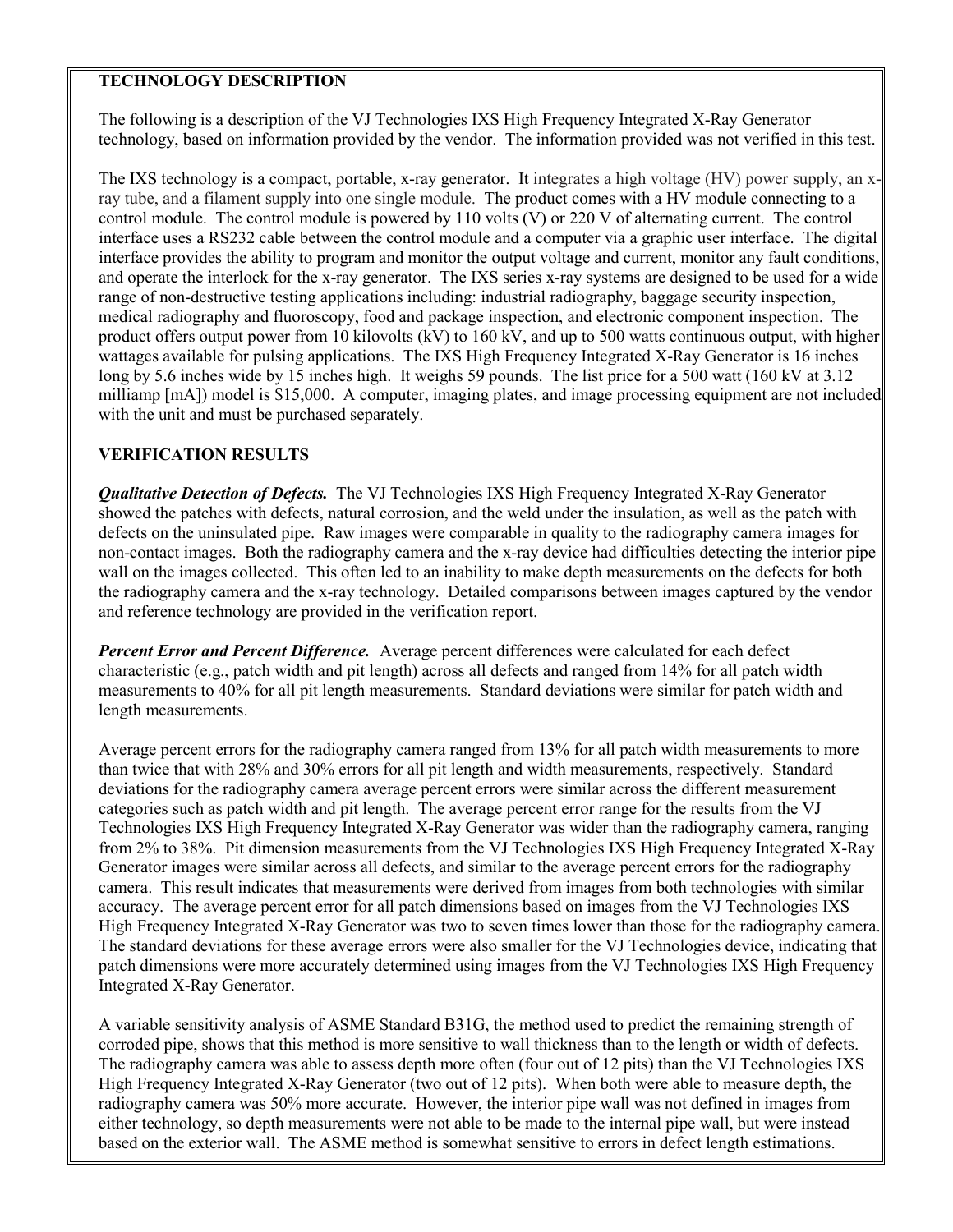## TECHNOLOGY DESCRIPTION

The following is a description of the VJ Technologies IXS High Frequency Integrated X-Ray Generator technology, based on information provided by the vendor. The information provided was not verified in this test.

The IXS technology is a compact, portable, x-ray generator. It integrates a high voltage (HV) power supply, an x-ray tube, and a filament supply into one single module. The product comes with a HV module connecting to a control module. The control module is powered by 110 volts (V) or 220 V of alternating current. The control interface uses a RS232 cable between the control module and a computer via a graphic user interface. The digital interface provides the ability to program and monitor the output voltage and current, monitor any fault conditions, and operate the interlock for the x-ray generator. The IXS series x-ray systems are designed to be used for a wide range of non-destructive testing applications including: industrial radiography, baggage security inspection, medical radiography and fluoroscopy, food and package inspection, and electronic component inspection. The product offers output power from 10 kilovolts (kV) to 160 kV, and up to 500 watts continuous output, with higher wattages available for pulsing applications. The IXS High Frequency Integrated X-Ray Generator is 16 inches long by 5.6 inches wide by 15 inches high. It weighs 59 pounds. The list price for a 500 watt (160 kV at 3.12 milliamp [mA]) model is $15,000. A computer, imaging plates, and image processing equipment are not included with the unit and must be purchased separately.

## VERIFICATION RESULTS

***Qualitative Detection of Defects.*** The VJ Technologies IXS High Frequency Integrated X-Ray Generator showed the patches with defects, natural corrosion, and the weld under the insulation, as well as the patch with defects on the uninsulated pipe. Raw images were comparable in quality to the radiography camera images for non-contact images. Both the radiography camera and the x-ray device had difficulties detecting the interior pipe wall on the images collected. This often led to an inability to make depth measurements on the defects for both the radiography camera and the x-ray technology. Detailed comparisons between images captured by the vendor and reference technology are provided in the verification report.

***Percent Error and Percent Difference.*** Average percent differences were calculated for each defect characteristic (e.g., patch width and pit length) across all defects and ranged from 14% for all patch width measurements to 40% for all pit length measurements. Standard deviations were similar for patch width and length measurements.

Average percent errors for the radiography camera ranged from 13% for all patch width measurements to more than twice that with 28% and 30% errors for all pit length and width measurements, respectively. Standard deviations for the radiography camera average percent errors were similar across the different measurement categories such as patch width and pit length. The average percent error range for the results from the VJ Technologies IXS High Frequency Integrated X-Ray Generator was wider than the radiography camera, ranging from 2% to 38%. Pit dimension measurements from the VJ Technologies IXS High Frequency Integrated X-Ray Generator images were similar across all defects, and similar to the average percent errors for the radiography camera. This result indicates that measurements were derived from images from both technologies with similar accuracy. The average percent error for all patch dimensions based on images from the VJ Technologies IXS High Frequency Integrated X-Ray Generator was two to seven times lower than those for the radiography camera. The standard deviations for these average errors were also smaller for the VJ Technologies device, indicating that patch dimensions were more accurately determined using images from the VJ Technologies IXS High Frequency Integrated X-Ray Generator.

A variable sensitivity analysis of ASME Standard B31G, the method used to predict the remaining strength of corroded pipe, shows that this method is more sensitive to wall thickness than to the length or width of defects. The radiography camera was able to assess depth more often (four out of 12 pits) than the VJ Technologies IXS High Frequency Integrated X-Ray Generator (two out of 12 pits). When both were able to measure depth, the radiography camera was 50% more accurate. However, the interior pipe wall was not defined in images from either technology, so depth measurements were not able to be made to the internal pipe wall, but were instead based on the exterior wall. The ASME method is somewhat sensitive to errors in defect length estimations.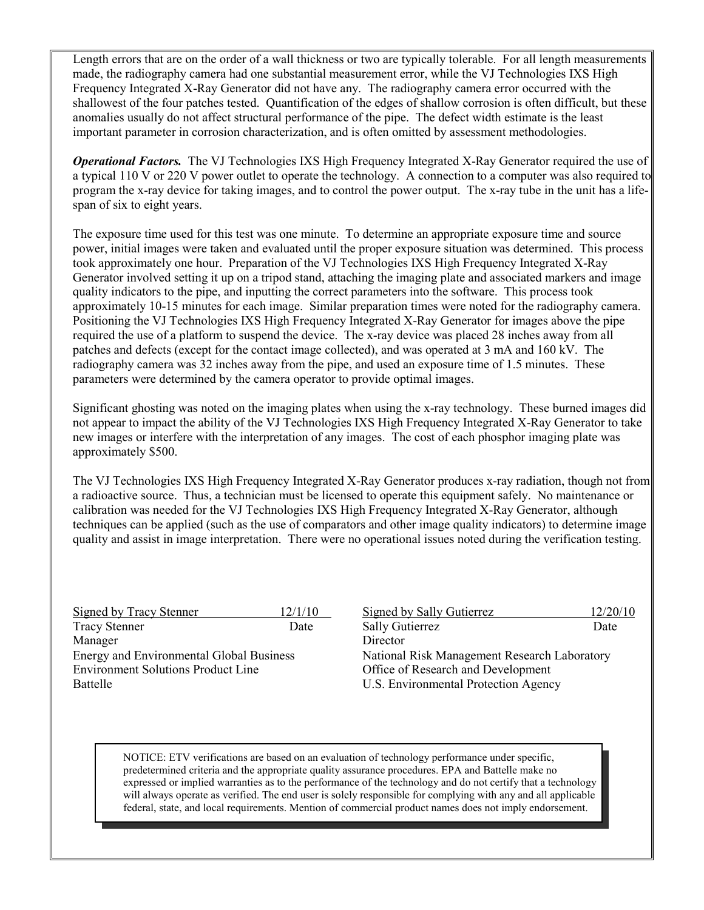Length errors that are on the order of a wall thickness or two are typically tolerable. For all length measurements made, the radiography camera had one substantial measurement error, while the VJ Technologies IXS High Frequency Integrated X-Ray Generator did not have any. The radiography camera error occurred with the shallowest of the four patches tested. Quantification of the edges of shallow corrosion is often difficult, but these anomalies usually do not affect structural performance of the pipe. The defect width estimate is the least important parameter in corrosion characterization, and is often omitted by assessment methodologies.

***Operational Factors.*** The VJ Technologies IXS High Frequency Integrated X-Ray Generator required the use of a typical 110 V or 220 V power outlet to operate the technology. A connection to a computer was also required to program the x-ray device for taking images, and to control the power output. The x-ray tube in the unit has a life-span of six to eight years.

The exposure time used for this test was one minute. To determine an appropriate exposure time and source power, initial images were taken and evaluated until the proper exposure situation was determined. This process took approximately one hour. Preparation of the VJ Technologies IXS High Frequency Integrated X-Ray Generator involved setting it up on a tripod stand, attaching the imaging plate and associated markers and image quality indicators to the pipe, and inputting the correct parameters into the software. This process took approximately 10-15 minutes for each image. Similar preparation times were noted for the radiography camera. Positioning the VJ Technologies IXS High Frequency Integrated X-Ray Generator for images above the pipe required the use of a platform to suspend the device. The x-ray device was placed 28 inches away from all patches and defects (except for the contact image collected), and was operated at 3 mA and 160 kV. The radiography camera was 32 inches away from the pipe, and used an exposure time of 1.5 minutes. These parameters were determined by the camera operator to provide optimal images.

Significant ghosting was noted on the imaging plates when using the x-ray technology. These burned images did not appear to impact the ability of the VJ Technologies IXS High Frequency Integrated X-Ray Generator to take new images or interfere with the interpretation of any images. The cost of each phosphor imaging plate was approximately $500.

The VJ Technologies IXS High Frequency Integrated X-Ray Generator produces x-ray radiation, though not from a radioactive source. Thus, a technician must be licensed to operate this equipment safely. No maintenance or calibration was needed for the VJ Technologies IXS High Frequency Integrated X-Ray Generator, although techniques can be applied (such as the use of comparators and other image quality indicators) to determine image quality and assist in image interpretation. There were no operational issues noted during the verification testing.

Signed by Tracy Stenner 12/1/10
Tracy Stenner Date
Manager
Energy and Environmental Global Business
Environment Solutions Product Line
Battelle

Signed by Sally Gutierrez 12/20/10
Sally Gutierrez Date
Director
National Risk Management Research Laboratory
Office of Research and Development
U.S. Environmental Protection Agency

NOTICE: ETV verifications are based on an evaluation of technology performance under specific, predetermined criteria and the appropriate quality assurance procedures. EPA and Battelle make no expressed or implied warranties as to the performance of the technology and do not certify that a technology will always operate as verified. The end user is solely responsible for complying with any and all applicable federal, state, and local requirements. Mention of commercial product names does not imply endorsement.